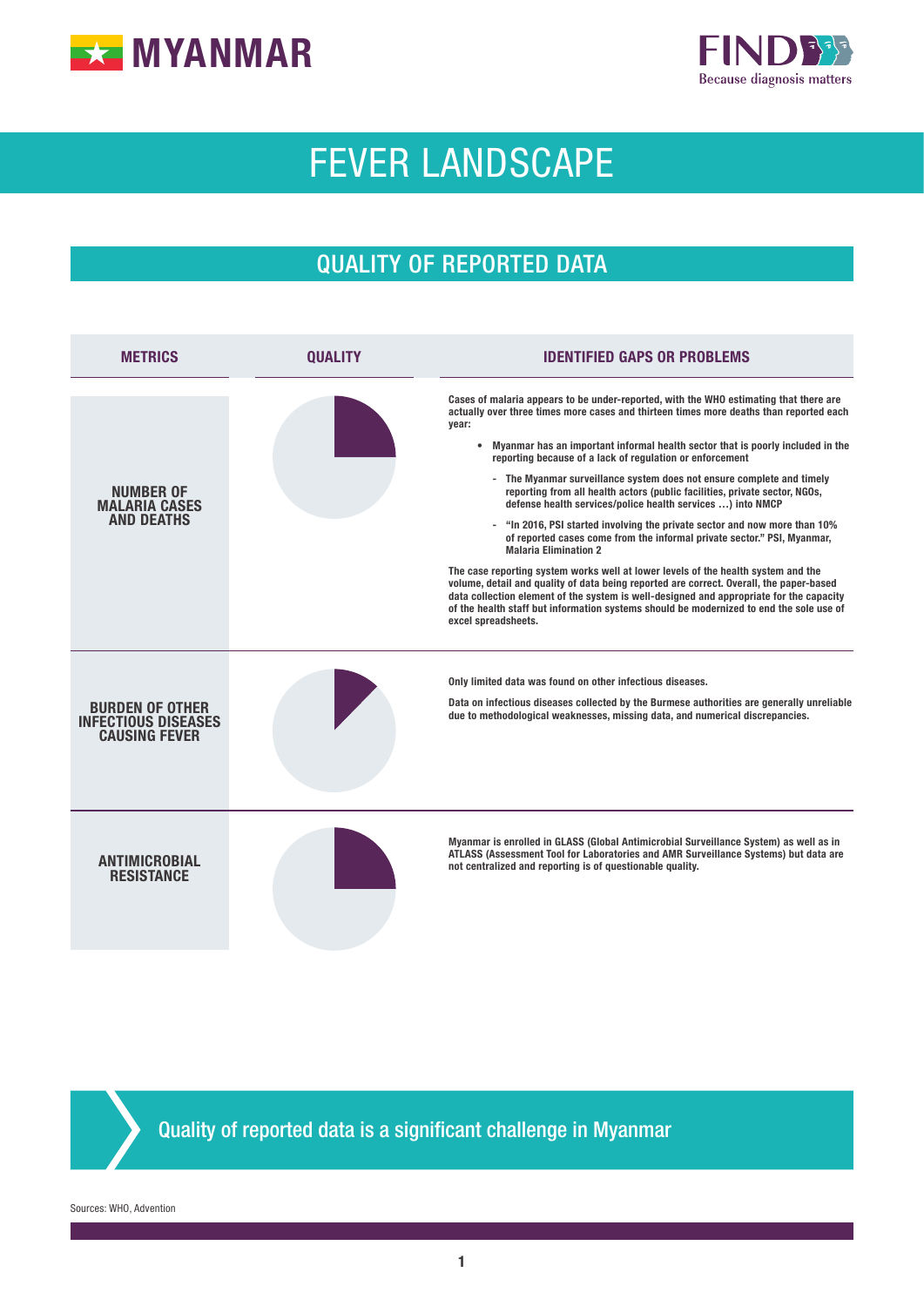# MYANMAR

FIND — Because diagnosis matters

# FEVER LANDSCAPE

## QUALITY OF REPORTED DATA

| METRICS | QUALITY | IDENTIFIED GAPS OR PROBLEMS |
|---|---|---|
| NUMBER OF MALARIA CASES AND DEATHS | | Cases of malaria appears to be under-reported, with the WHO estimating that there are actually over three times more cases and thirteen times more deaths than reported each year:<br>• Myanmar has an important informal health sector that is poorly included in the reporting because of a lack of regulation or enforcement<br>- The Myanmar surveillance system does not ensure complete and timely reporting from all health actors (public facilities, private sector, NGOs, defense health services/police health services …) into NMCP<br>- "In 2016, PSI started involving the private sector and now more than 10% of reported cases come from the informal private sector." PSI, Myanmar, Malaria Elimination 2<br>The case reporting system works well at lower levels of the health system and the volume, detail and quality of data being reported are correct. Overall, the paper-based data collection element of the system is well-designed and appropriate for the capacity of the health staff but information systems should be modernized to end the sole use of excel spreadsheets. |
| BURDEN OF OTHER INFECTIOUS DISEASES CAUSING FEVER | | Only limited data was found on other infectious diseases.<br>Data on infectious diseases collected by the Burmese authorities are generally unreliable due to methodological weaknesses, missing data, and numerical discrepancies. |
| ANTIMICROBIAL RESISTANCE | | Myanmar is enrolled in GLASS (Global Antimicrobial Surveillance System) as well as in ATLASS (Assessment Tool for Laboratories and AMR Surveillance Systems) but data are not centralized and reporting is of questionable quality. |

Quality of reported data is a significant challenge in Myanmar

Sources: WHO, Advention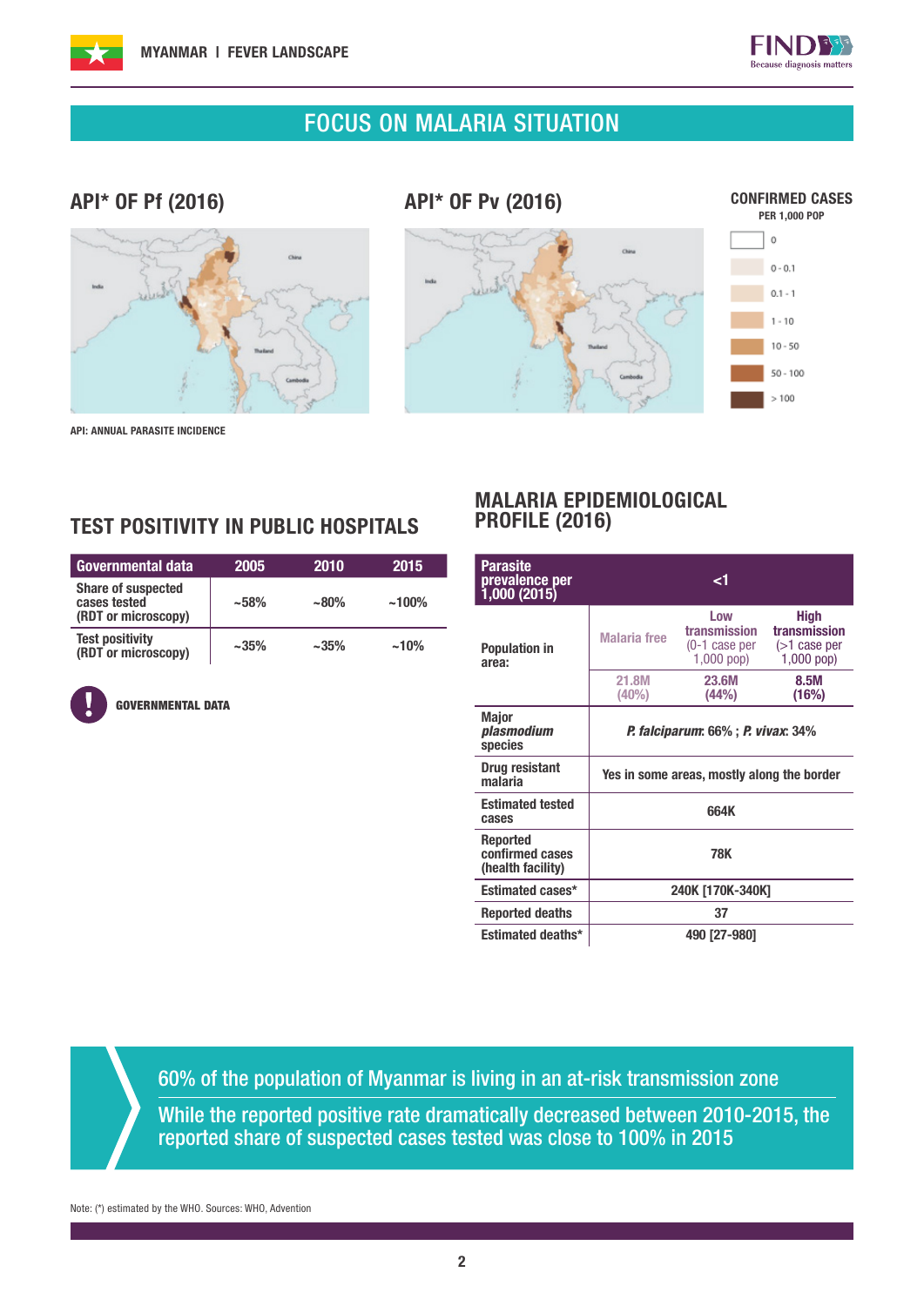# FOCUS ON MALARIA SITUATION

## API* OF Pf (2016)

## API* OF Pv (2016)

**CONFIRMED CASES**
PER 1,000 POP

- 0
- 0 - 0.1
- 0.1 - 1
- 1 - 10
- 10 - 50
- 50 - 100
- > 100

API: ANNUAL PARASITE INCIDENCE

## TEST POSITIVITY IN PUBLIC HOSPITALS

| Governmental data | 2005 | 2010 | 2015 |
|---|---|---|---|
| Share of suspected cases tested (RDT or microscopy) | ~58% | ~80% | ~100% |
| Test positivity (RDT or microscopy) | ~35% | ~35% | ~10% |

**GOVERNMENTAL DATA**

## MALARIA EPIDEMIOLOGICAL PROFILE (2016)

| Parasite prevalence per 1,000 (2015) | <1 | | |
|---|---|---|---|
| Population in area: | Malaria free | Low transmission (0-1 case per 1,000 pop) | High transmission (>1 case per 1,000 pop) |
| | 21.8M (40%) | 23.6M (44%) | 8.5M (16%) |
| Major *plasmodium* species | *P. falciparum*: 66% ; *P. vivax*: 34% | | |
| Drug resistant malaria | Yes in some areas, mostly along the border | | |
| Estimated tested cases | 664K | | |
| Reported confirmed cases (health facility) | 78K | | |
| Estimated cases* | 240K [170K-340K] | | |
| Reported deaths | 37 | | |
| Estimated deaths* | 490 [27-980] | | |

60% of the population of Myanmar is living in an at-risk transmission zone

While the reported positive rate dramatically decreased between 2010-2015, the reported share of suspected cases tested was close to 100% in 2015

Note: (*) estimated by the WHO. Sources: WHO, Advention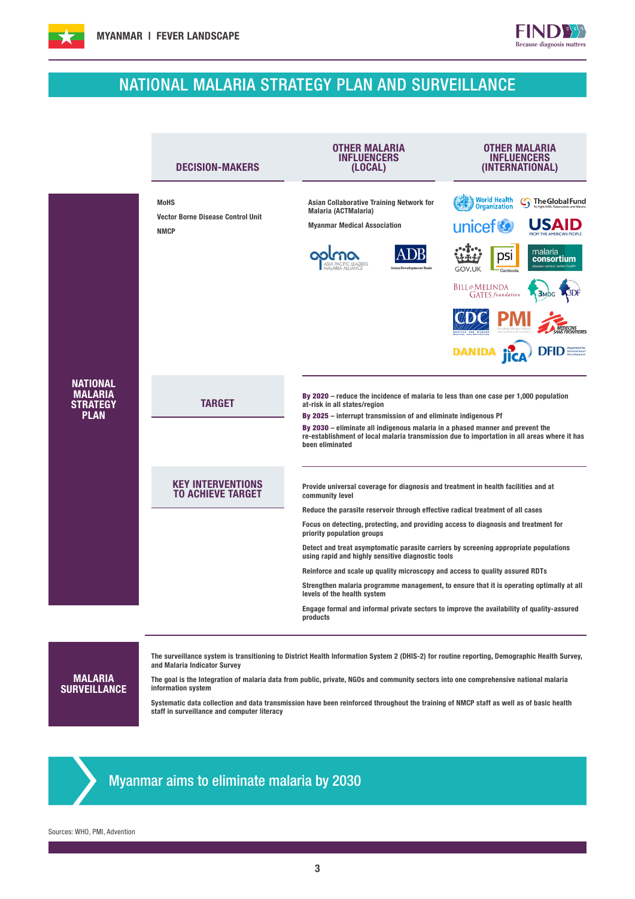# NATIONAL MALARIA STRATEGY PLAN AND SURVEILLANCE

## NATIONAL MALARIA STRATEGY PLAN

| DECISION-MAKERS | OTHER MALARIA INFLUENCERS (LOCAL) | OTHER MALARIA INFLUENCERS (INTERNATIONAL) |
|---|---|---|
| MoHS<br>Vector Borne Disease Control Unit<br>NMCP | Asian Collaborative Training Network for Malaria (ACTMalaria)<br>Myanmar Medical Association<br>APLMA (Asia Pacific Leaders Malaria Alliance)<br>ADB (Asian Development Bank) | World Health Organization<br>The Global Fund<br>unicef<br>USAID<br>GOV.UK<br>psi Cambodia<br>malaria consortium<br>Bill & Melinda Gates foundation<br>3MDG<br>3DF<br>CDC<br>PMI<br>Médecins Sans Frontières<br>DANIDA<br>JICA<br>DFID |

### TARGET

**By 2020** – reduce the incidence of malaria to less than one case per 1,000 population at-risk in all states/region

**By 2025** – interrupt transmission of and eliminate indigenous Pf

**By 2030** – eliminate all indigenous malaria in a phased manner and prevent the re-establishment of local malaria transmission due to importation in all areas where it has been eliminated

### KEY INTERVENTIONS TO ACHIEVE TARGET

Provide universal coverage for diagnosis and treatment in health facilities and at community level

Reduce the parasite reservoir through effective radical treatment of all cases

Focus on detecting, protecting, and providing access to diagnosis and treatment for priority population groups

Detect and treat asymptomatic parasite carriers by screening appropriate populations using rapid and highly sensitive diagnostic tools

Reinforce and scale up quality microscopy and access to quality assured RDTs

Strengthen malaria programme management, to ensure that it is operating optimally at all levels of the health system

Engage formal and informal private sectors to improve the availability of quality-assured products

## MALARIA SURVEILLANCE

The surveillance system is transitioning to District Health Information System 2 (DHIS-2) for routine reporting, Demographic Health Survey, and Malaria Indicator Survey

The goal is the Integration of malaria data from public, private, NGOs and community sectors into one comprehensive national malaria information system

Systematic data collection and data transmission have been reinforced throughout the training of NMCP staff as well as of basic health staff in surveillance and computer literacy

**Myanmar aims to eliminate malaria by 2030**

Sources: WHO, PMI, Advention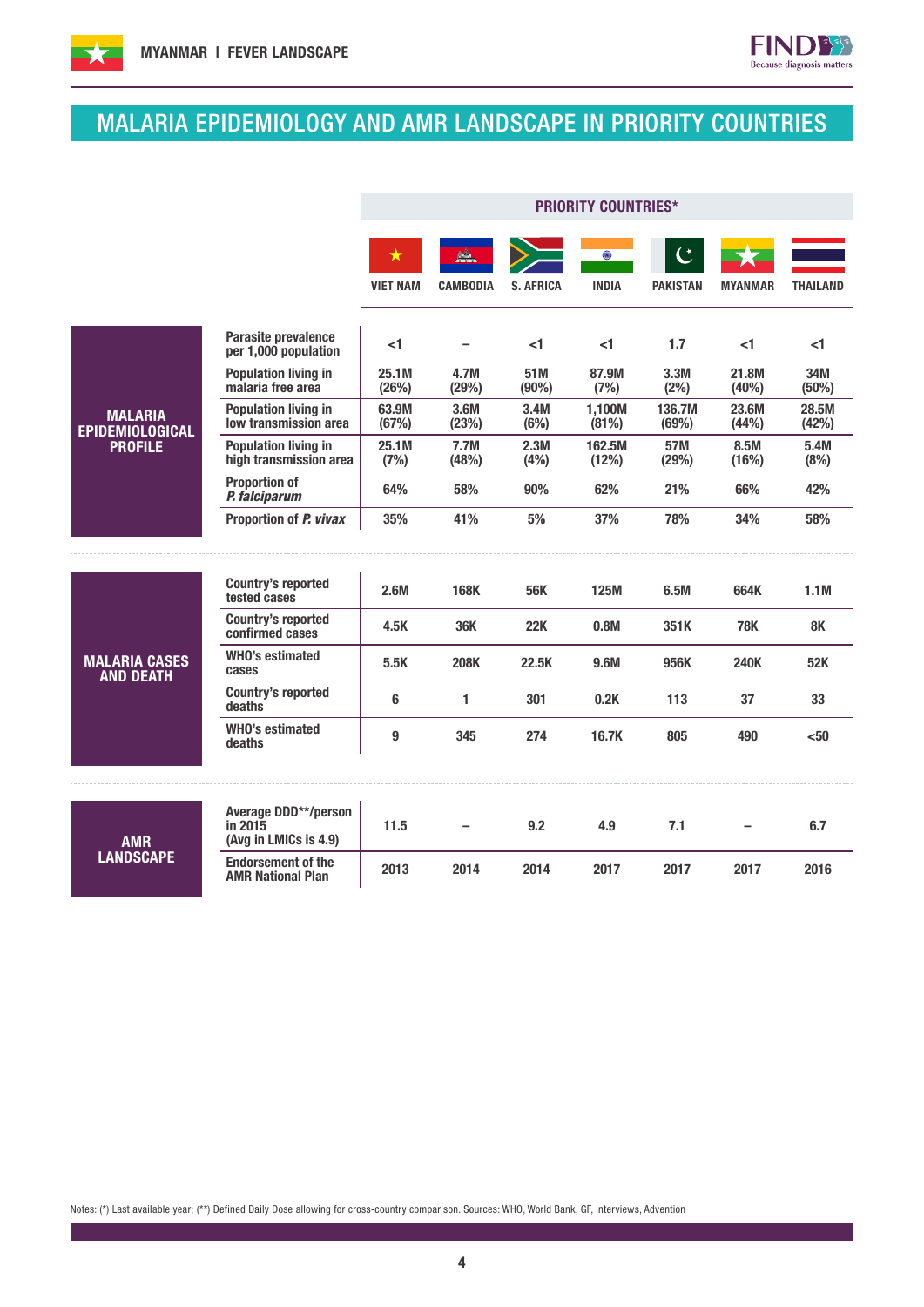# MALARIA EPIDEMIOLOGY AND AMR LANDSCAPE IN PRIORITY COUNTRIES

| | | PRIORITY COUNTRIES* | | | | | | |
|---|---|---|---|---|---|---|---|---|
| | | VIET NAM | CAMBODIA | S. AFRICA | INDIA | PAKISTAN | MYANMAR | THAILAND |
| **MALARIA EPIDEMIOLOGICAL PROFILE** | Parasite prevalence per 1,000 population | <1 | – | <1 | <1 | 1.7 | <1 | <1 |
| | Population living in malaria free area | 25.1M (26%) | 4.7M (29%) | 51M (90%) | 87.9M (7%) | 3.3M (2%) | 21.8M (40%) | 34M (50%) |
| | Population living in low transmission area | 63.9M (67%) | 3.6M (23%) | 3.4M (6%) | 1,100M (81%) | 136.7M (69%) | 23.6M (44%) | 28.5M (42%) |
| | Population living in high transmission area | 25.1M (7%) | 7.7M (48%) | 2.3M (4%) | 162.5M (12%) | 57M (29%) | 8.5M (16%) | 5.4M (8%) |
| | Proportion of *P. falciparum* | 64% | 58% | 90% | 62% | 21% | 66% | 42% |
| | Proportion of *P. vivax* | 35% | 41% | 5% | 37% | 78% | 34% | 58% |
| **MALARIA CASES AND DEATH** | Country's reported tested cases | 2.6M | 168K | 56K | 125M | 6.5M | 664K | 1.1M |
| | Country's reported confirmed cases | 4.5K | 36K | 22K | 0.8M | 351K | 78K | 8K |
| | WHO's estimated cases | 5.5K | 208K | 22.5K | 9.6M | 956K | 240K | 52K |
| | Country's reported deaths | 6 | 1 | 301 | 0.2K | 113 | 37 | 33 |
| | WHO's estimated deaths | 9 | 345 | 274 | 16.7K | 805 | 490 | <50 |
| **AMR LANDSCAPE** | Average DDD**/person in 2015 (Avg in LMICs is 4.9) | 11.5 | – | 9.2 | 4.9 | 7.1 | – | 6.7 |
| | Endorsement of the AMR National Plan | 2013 | 2014 | 2014 | 2017 | 2017 | 2017 | 2016 |

Notes: (*) Last available year; (**) Defined Daily Dose allowing for cross-country comparison. Sources: WHO, World Bank, GF, interviews, Advention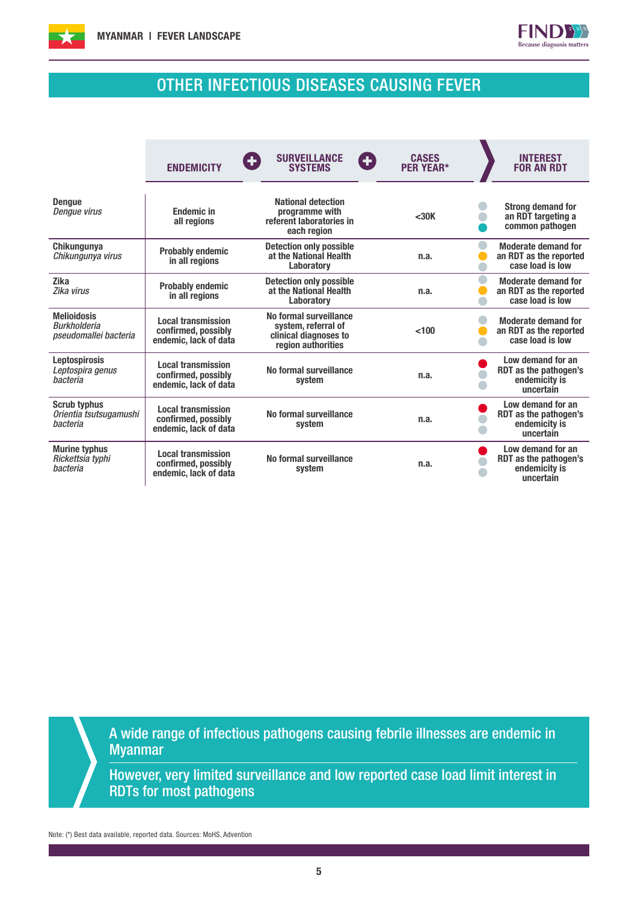## OTHER INFECTIOUS DISEASES CAUSING FEVER

| | ENDEMICITY | SURVEILLANCE SYSTEMS | CASES PER YEAR* | INTEREST FOR AN RDT |
|---|---|---|---|---|
| **Dengue** *Dengue virus* | Endemic in all regions | National detection programme with referent laboratories in each region | <30K | Strong demand for an RDT targeting a common pathogen |
| **Chikungunya** *Chikungunya virus* | Probably endemic in all regions | Detection only possible at the National Health Laboratory | n.a. | Moderate demand for an RDT as the reported case load is low |
| **Zika** *Zika virus* | Probably endemic in all regions | Detection only possible at the National Health Laboratory | n.a. | Moderate demand for an RDT as the reported case load is low |
| **Melioidosis** *Burkholderia pseudomallei bacteria* | Local transmission confirmed, possibly endemic, lack of data | No formal surveillance system, referral of clinical diagnoses to region authorities | <100 | Moderate demand for an RDT as the reported case load is low |
| **Leptospirosis** *Leptospira genus bacteria* | Local transmission confirmed, possibly endemic, lack of data | No formal surveillance system | n.a. | Low demand for an RDT as the pathogen's endemicity is uncertain |
| **Scrub typhus** *Orientia tsutsugamushi bacteria* | Local transmission confirmed, possibly endemic, lack of data | No formal surveillance system | n.a. | Low demand for an RDT as the pathogen's endemicity is uncertain |
| **Murine typhus** *Rickettsia typhi bacteria* | Local transmission confirmed, possibly endemic, lack of data | No formal surveillance system | n.a. | Low demand for an RDT as the pathogen's endemicity is uncertain |

A wide range of infectious pathogens causing febrile illnesses are endemic in Myanmar

However, very limited surveillance and low reported case load limit interest in RDTs for most pathogens

Note: (*) Best data available, reported data. Sources: MoHS, Advention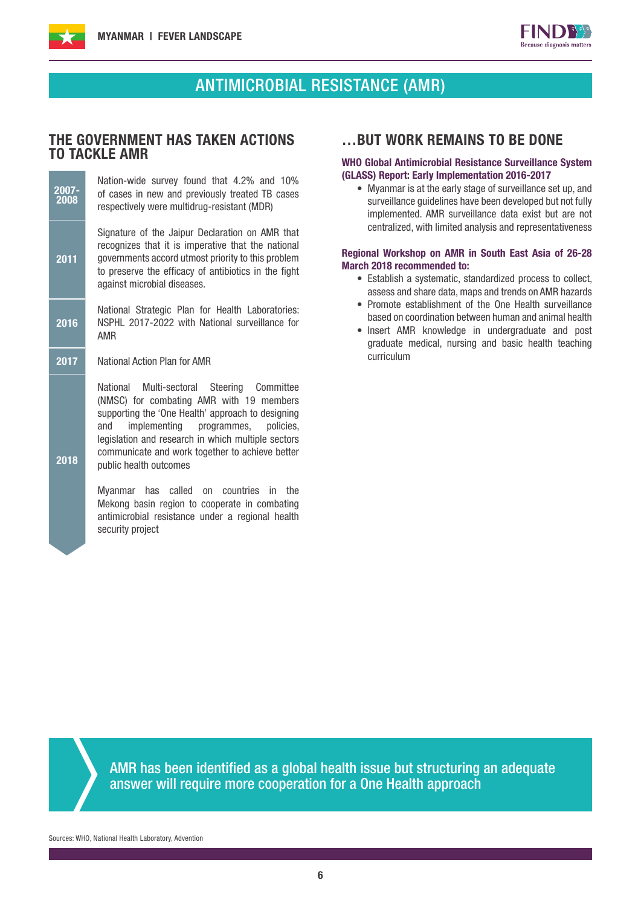# ANTIMICROBIAL RESISTANCE (AMR)

## THE GOVERNMENT HAS TAKEN ACTIONS TO TACKLE AMR

| | |
|---|---|
| 2007-2008 | Nation-wide survey found that 4.2% and 10% of cases in new and previously treated TB cases respectively were multidrug-resistant (MDR) |
| 2011 | Signature of the Jaipur Declaration on AMR that recognizes that it is imperative that the national governments accord utmost priority to this problem to preserve the efficacy of antibiotics in the fight against microbial diseases. |
| 2016 | National Strategic Plan for Health Laboratories: NSPHL 2017-2022 with National surveillance for AMR |
| 2017 | National Action Plan for AMR |
| 2018 | National Multi-sectoral Steering Committee (NMSC) for combating AMR with 19 members supporting the 'One Health' approach to designing and implementing programmes, policies, legislation and research in which multiple sectors communicate and work together to achieve better public health outcomes<br><br>Myanmar has called on countries in the Mekong basin region to cooperate in combating antimicrobial resistance under a regional health security project |

## …BUT WORK REMAINS TO BE DONE

**WHO Global Antimicrobial Resistance Surveillance System (GLASS) Report: Early Implementation 2016-2017**

- Myanmar is at the early stage of surveillance set up, and surveillance guidelines have been developed but not fully implemented. AMR surveillance data exist but are not centralized, with limited analysis and representativeness

**Regional Workshop on AMR in South East Asia of 26-28 March 2018 recommended to:**

- Establish a systematic, standardized process to collect, assess and share data, maps and trends on AMR hazards
- Promote establishment of the One Health surveillance based on coordination between human and animal health
- Insert AMR knowledge in undergraduate and post graduate medical, nursing and basic health teaching curriculum

AMR has been identified as a global health issue but structuring an adequate answer will require more cooperation for a One Health approach

Sources: WHO, National Health Laboratory, Advention